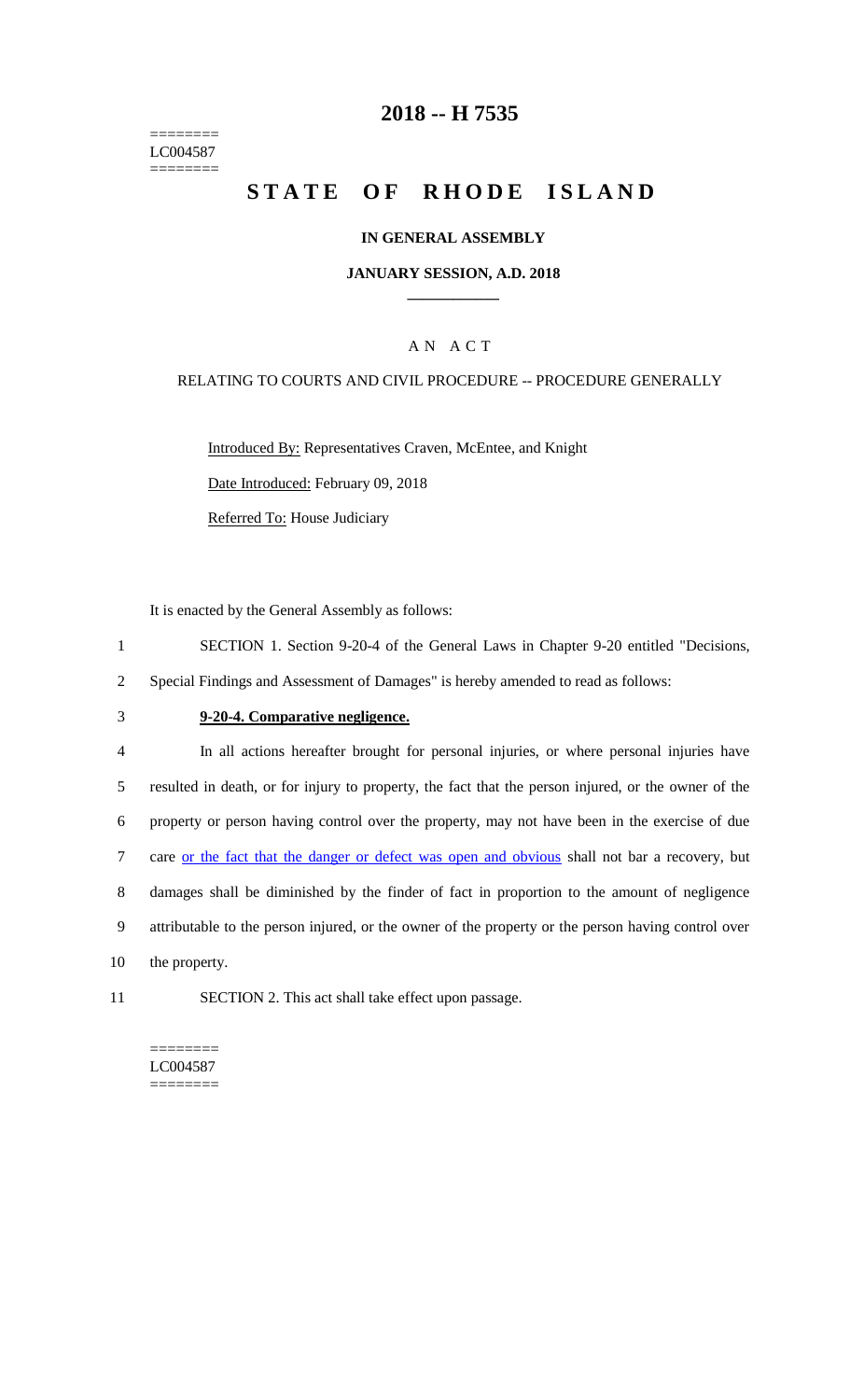========
LC004587
========

# 2018 -- H 7535

# STATE OF RHODE ISLAND

**IN GENERAL ASSEMBLY**

**JANUARY SESSION, A.D. 2018**

A N A C T

RELATING TO COURTS AND CIVIL PROCEDURE -- PROCEDURE GENERALLY

Introduced By: Representatives Craven, McEntee, and Knight

Date Introduced: February 09, 2018

Referred To: House Judiciary

It is enacted by the General Assembly as follows:

1 SECTION 1. Section 9-20-4 of the General Laws in Chapter 9-20 entitled "Decisions,
2 Special Findings and Assessment of Damages" is hereby amended to read as follows:

3 **9-20-4. Comparative negligence.**

4 In all actions hereafter brought for personal injuries, or where personal injuries have
5 resulted in death, or for injury to property, the fact that the person injured, or the owner of the
6 property or person having control over the property, may not have been in the exercise of due
7 care <u>or the fact that the danger or defect was open and obvious</u> shall not bar a recovery, but
8 damages shall be diminished by the finder of fact in proportion to the amount of negligence
9 attributable to the person injured, or the owner of the property or the person having control over
10 the property.

11 SECTION 2. This act shall take effect upon passage.

========
LC004587
========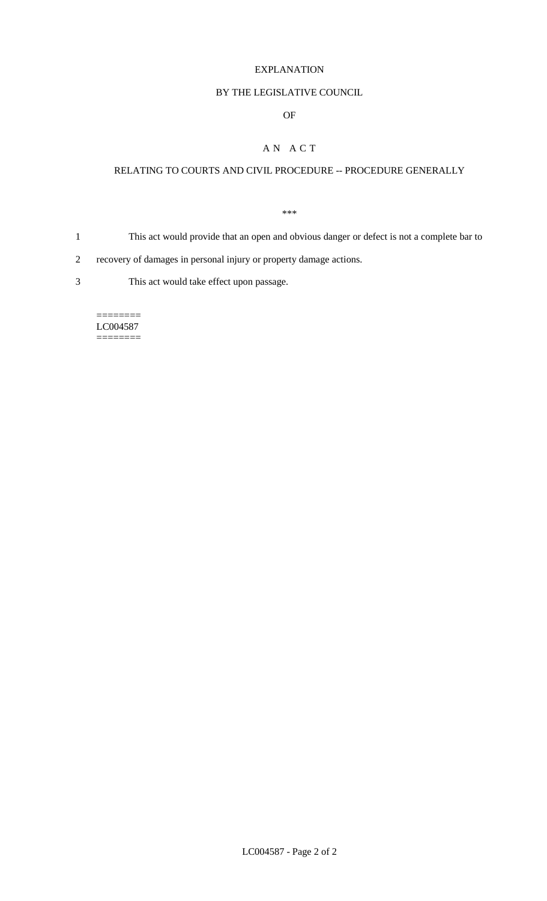EXPLANATION

BY THE LEGISLATIVE COUNCIL

OF

# A N A C T

RELATING TO COURTS AND CIVIL PROCEDURE -- PROCEDURE GENERALLY

\*\*\*

1 This act would provide that an open and obvious danger or defect is not a complete bar to

2 recovery of damages in personal injury or property damage actions.

3 This act would take effect upon passage.

========
LC004587
========